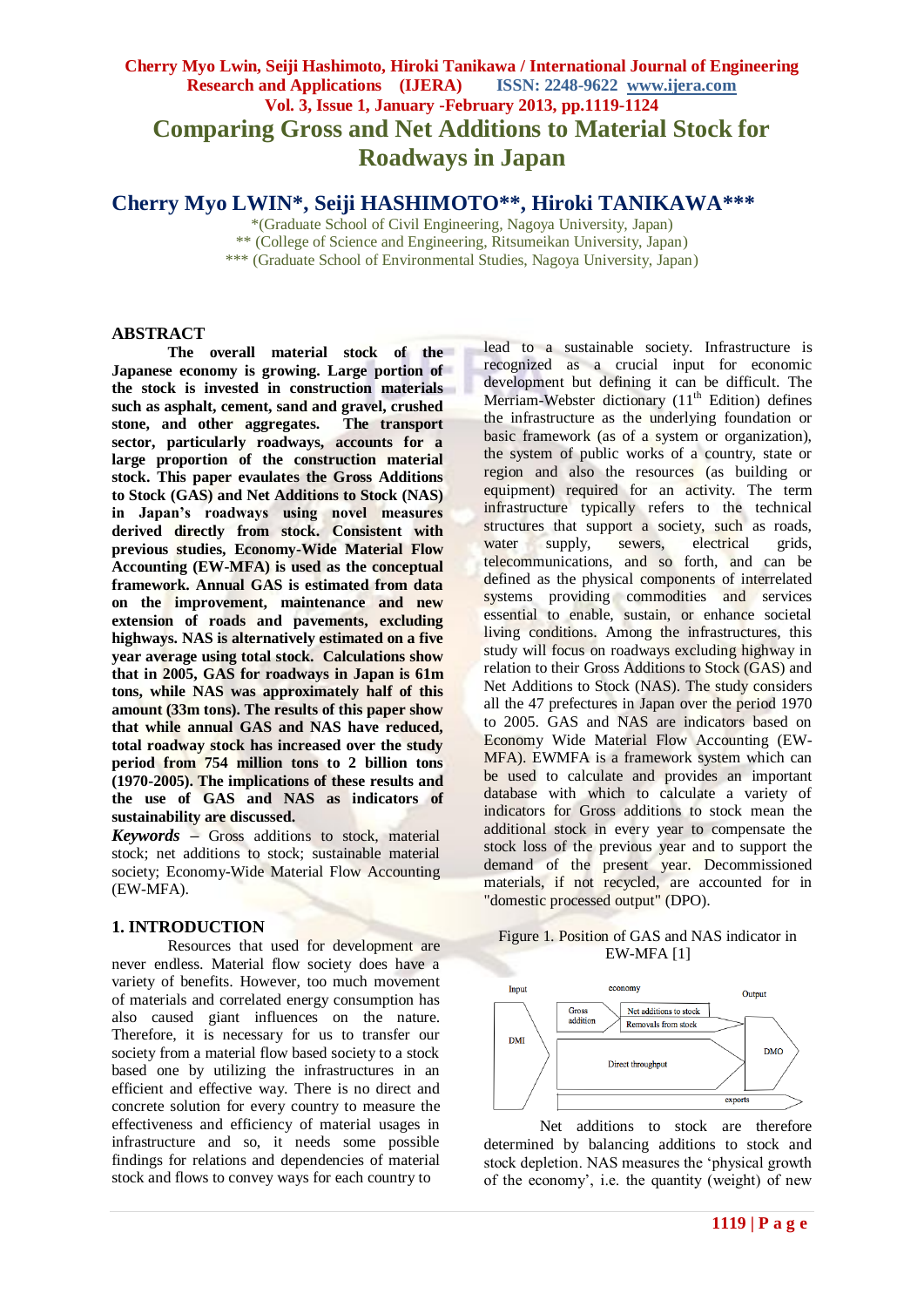# Comparing Gross and Net Additions to Material Stock for Roadways in Japan

## Cherry Myo LWIN*, Seiji HASHIMOTO**, Hiroki TANIKAWA***

*(Graduate School of Civil Engineering, Nagoya University, Japan)
** (College of Science and Engineering, Ritsumeikan University, Japan)
*** (Graduate School of Environmental Studies, Nagoya University, Japan)

## ABSTRACT

**The overall material stock of the Japanese economy is growing. Large portion of the stock is invested in construction materials such as asphalt, cement, sand and gravel, crushed stone, and other aggregates. The transport sector, particularly roadways, accounts for a large proportion of the construction material stock. This paper evaulates the Gross Additions to Stock (GAS) and Net Additions to Stock (NAS) in Japan's roadways using novel measures derived directly from stock. Consistent with previous studies, Economy-Wide Material Flow Accounting (EW-MFA) is used as the conceptual framework. Annual GAS is estimated from data on the improvement, maintenance and new extension of roads and pavements, excluding highways. NAS is alternatively estimated on a five year average using total stock. Calculations show that in 2005, GAS for roadways in Japan is 61m tons, while NAS was approximately half of this amount (33m tons). The results of this paper show that while annual GAS and NAS have reduced, total roadway stock has increased over the study period from 754 million tons to 2 billion tons (1970-2005). The implications of these results and the use of GAS and NAS as indicators of sustainability are discussed.**

***Keywords*** – Gross additions to stock, material stock; net additions to stock; sustainable material society; Economy-Wide Material Flow Accounting (EW-MFA).

## 1. INTRODUCTION

Resources that used for development are never endless. Material flow society does have a variety of benefits. However, too much movement of materials and correlated energy consumption has also caused giant influences on the nature. Therefore, it is necessary for us to transfer our society from a material flow based society to a stock based one by utilizing the infrastructures in an efficient and effective way. There is no direct and concrete solution for every country to measure the effectiveness and efficiency of material usages in infrastructure and so, it needs some possible findings for relations and dependencies of material stock and flows to convey ways for each country to lead to a sustainable society. Infrastructure is recognized as a crucial input for economic development but defining it can be difficult. The Merriam-Webster dictionary (11th Edition) defines the infrastructure as the underlying foundation or basic framework (as of a system or organization), the system of public works of a country, state or region and also the resources (as building or equipment) required for an activity. The term infrastructure typically refers to the technical structures that support a society, such as roads, water supply, sewers, electrical grids, telecommunications, and so forth, and can be defined as the physical components of interrelated systems providing commodities and services essential to enable, sustain, or enhance societal living conditions. Among the infrastructures, this study will focus on roadways excluding highway in relation to their Gross Additions to Stock (GAS) and Net Additions to Stock (NAS). The study considers all the 47 prefectures in Japan over the period 1970 to 2005. GAS and NAS are indicators based on Economy Wide Material Flow Accounting (EW-MFA). EWMFA is a framework system which can be used to calculate and provides an important database with which to calculate a variety of indicators for Gross additions to stock mean the additional stock in every year to compensate the stock loss of the previous year and to support the demand of the present year. Decommissioned materials, if not recycled, are accounted for in "domestic processed output" (DPO).

Figure 1. Position of GAS and NAS indicator in EW-MFA [1]

Net additions to stock are therefore determined by balancing additions to stock and stock depletion. NAS measures the 'physical growth of the economy', i.e. the quantity (weight) of new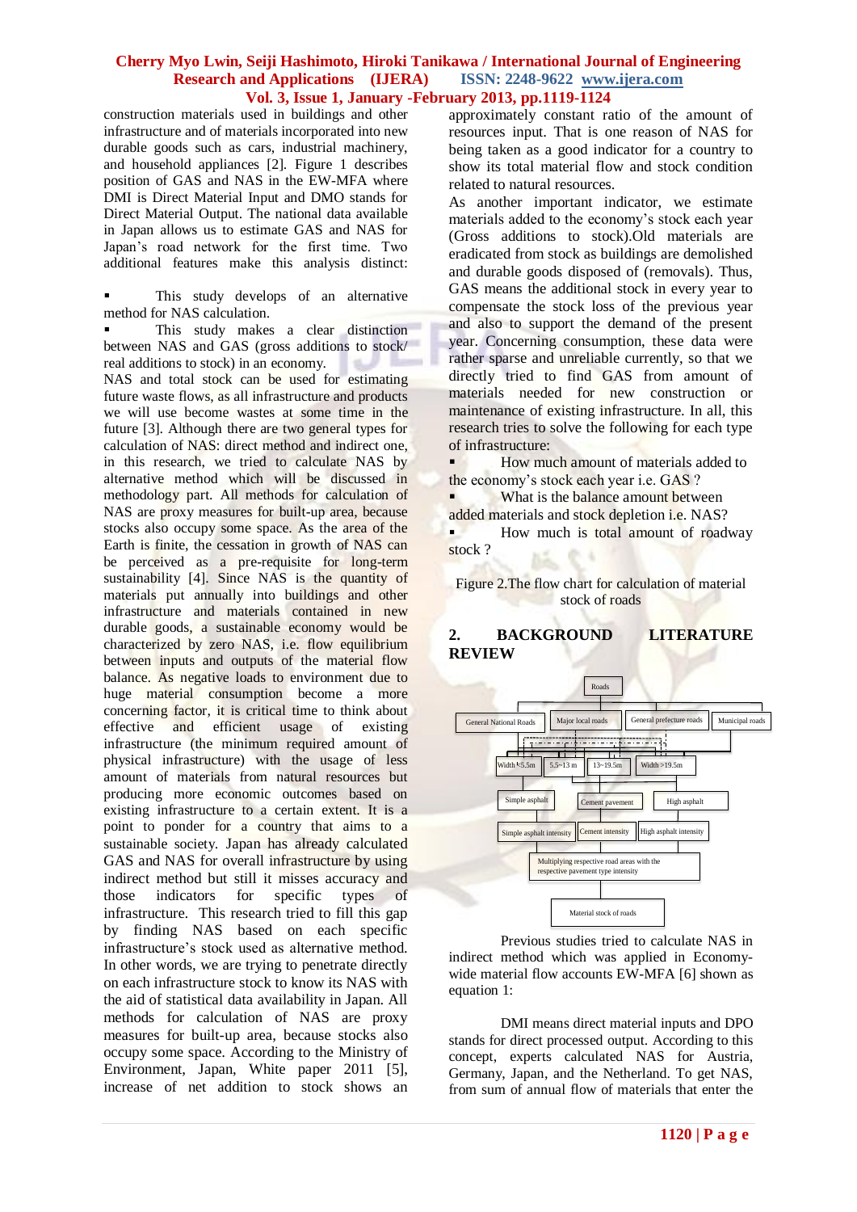construction materials used in buildings and other infrastructure and of materials incorporated into new durable goods such as cars, industrial machinery, and household appliances [2]. Figure 1 describes position of GAS and NAS in the EW-MFA where DMI is Direct Material Input and DMO stands for Direct Material Output. The national data available in Japan allows us to estimate GAS and NAS for Japan's road network for the first time. Two additional features make this analysis distinct:

- This study develops of an alternative method for NAS calculation.
- This study makes a clear distinction between NAS and GAS (gross additions to stock/ real additions to stock) in an economy.

NAS and total stock can be used for estimating future waste flows, as all infrastructure and products we will use become wastes at some time in the future [3]. Although there are two general types for calculation of NAS: direct method and indirect one, in this research, we tried to calculate NAS by alternative method which will be discussed in methodology part. All methods for calculation of NAS are proxy measures for built-up area, because stocks also occupy some space. As the area of the Earth is finite, the cessation in growth of NAS can be perceived as a pre-requisite for long-term sustainability [4]. Since NAS is the quantity of materials put annually into buildings and other infrastructure and materials contained in new durable goods, a sustainable economy would be characterized by zero NAS, i.e. flow equilibrium between inputs and outputs of the material flow balance. As negative loads to environment due to huge material consumption become a more concerning factor, it is critical time to think about effective and efficient usage of existing infrastructure (the minimum required amount of physical infrastructure) with the usage of less amount of materials from natural resources but producing more economic outcomes based on existing infrastructure to a certain extent. It is a point to ponder for a country that aims to a sustainable society. Japan has already calculated GAS and NAS for overall infrastructure by using indirect method but still it misses accuracy and those indicators for specific types of infrastructure. This research tried to fill this gap by finding NAS based on each specific infrastructure's stock used as alternative method. In other words, we are trying to penetrate directly on each infrastructure stock to know its NAS with the aid of statistical data availability in Japan. All methods for calculation of NAS are proxy measures for built-up area, because stocks also occupy some space. According to the Ministry of Environment, Japan, White paper 2011 [5], increase of net addition to stock shows an approximately constant ratio of the amount of resources input. That is one reason of NAS for being taken as a good indicator for a country to show its total material flow and stock condition related to natural resources.

As another important indicator, we estimate materials added to the economy's stock each year (Gross additions to stock).Old materials are eradicated from stock as buildings are demolished and durable goods disposed of (removals). Thus, GAS means the additional stock in every year to compensate the stock loss of the previous year and also to support the demand of the present year. Concerning consumption, these data were rather sparse and unreliable currently, so that we directly tried to find GAS from amount of materials needed for new construction or maintenance of existing infrastructure. In all, this research tries to solve the following for each type of infrastructure:

- How much amount of materials added to the economy's stock each year i.e. GAS ?
- What is the balance amount between added materials and stock depletion i.e. NAS?
- How much is total amount of roadway stock ?

Figure 2.The flow chart for calculation of material stock of roads

## 2. BACKGROUND LITERATURE REVIEW

```
Roads
├── General National Roads
├── Major local roads
├── General prefecture roads
└── Municipal roads
        │
  Width <5.5m | 5.5~13 m | 13~19.5m | Width >19.5m
        │
  Simple asphalt | Cement pavement | High asphalt
        │
  Simple asphalt intensity | Cement intensity | High asphalt intensity
        │
  Multiplying respective road areas with the respective pavement type intensity
        │
  Material stock of roads
```

Previous studies tried to calculate NAS in indirect method which was applied in Economy-wide material flow accounts EW-MFA [6] shown as equation 1:

DMI means direct material inputs and DPO stands for direct processed output. According to this concept, experts calculated NAS for Austria, Germany, Japan, and the Netherland. To get NAS, from sum of annual flow of materials that enter the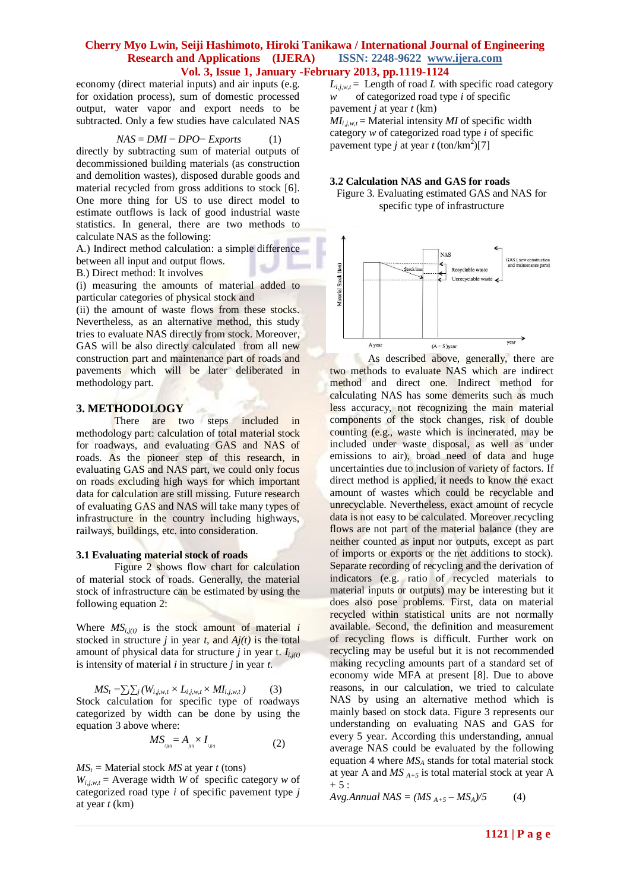economy (direct material inputs) and air inputs (e.g. for oxidation process), sum of domestic processed output, water vapor and export needs to be subtracted. Only a few studies have calculated NAS

$$NAS = DMI - DPO - Exports \qquad (1)$$

directly by subtracting sum of material outputs of decommissioned building materials (as construction and demolition wastes), disposed durable goods and material recycled from gross additions to stock [6]. One more thing for US to use direct model to estimate outflows is lack of good industrial waste statistics. In general, there are two methods to calculate NAS as the following:

A.) Indirect method calculation: a simple difference between all input and output flows.

B.) Direct method: It involves

(i) measuring the amounts of material added to particular categories of physical stock and

(ii) the amount of waste flows from these stocks. Nevertheless, as an alternative method, this study tries to evaluate NAS directly from stock. Moreover, GAS will be also directly calculated from all new construction part and maintenance part of roads and pavements which will be later deliberated in methodology part.

## 3. METHODOLOGY

There are two steps included in methodology part: calculation of total material stock for roadways, and evaluating GAS and NAS of roads. As the pioneer step of this research, in evaluating GAS and NAS part, we could only focus on roads excluding high ways for which important data for calculation are still missing. Future research of evaluating GAS and NAS will take many types of infrastructure in the country including highways, railways, buildings, etc. into consideration.

### 3.1 Evaluating material stock of roads

Figure 2 shows flow chart for calculation of material stock of roads. Generally, the material stock of infrastructure can be estimated by using the following equation 2:

Where $MS_{i,j(t)}$ is the stock amount of material $i$ stocked in structure $j$ in year $t$, and $Aj(t)$ is the total amount of physical data for structure $j$ in year t. $I_{i,j(t)}$ is intensity of material $i$ in structure $j$ in year $t$.

$$MS_t = \sum_i \sum_j (W_{i,j,w,t} \times L_{i,j,w,t} \times MI_{i,j,w,t}) \qquad (3)$$

Stock calculation for specific type of roadways categorized by width can be done by using the equation 3 above where:

$$MS_{i,j(t)} = A_{j(t)} \times I_{i,j(t)} \qquad (2)$$

$MS_t$ = Material stock $MS$ at year $t$ (tons)

$W_{i,j,w,t}$ = Average width $W$ of specific category $w$ of categorized road type $i$ of specific pavement type $j$ at year $t$ (km)

$L_{i,j,w,t}$ = Length of road $L$ with specific road category $w$ of categorized road type $i$ of specific pavement $j$ at year $t$ (km)

$MI_{i,j,w,t}$ = Material intensity $MI$ of specific width category $w$ of categorized road type $i$ of specific pavement type $j$ at year $t$ (ton/km$^2$)[7]

### 3.2 Calculation NAS and GAS for roads

Figure 3. Evaluating estimated GAS and NAS for specific type of infrastructure

As described above, generally, there are two methods to evaluate NAS which are indirect method and direct one. Indirect method for calculating NAS has some demerits such as much less accuracy, not recognizing the main material components of the stock changes, risk of double counting (e.g., waste which is incinerated, may be included under waste disposal, as well as under emissions to air), broad need of data and huge uncertainties due to inclusion of variety of factors. If direct method is applied, it needs to know the exact amount of wastes which could be recyclable and unrecyclable. Nevertheless, exact amount of recycle data is not easy to be calculated. Moreover recycling flows are not part of the material balance (they are neither counted as input nor outputs, except as part of imports or exports or the net additions to stock). Separate recording of recycling and the derivation of indicators (e.g. ratio of recycled materials to material inputs or outputs) may be interesting but it does also pose problems. First, data on material recycled within statistical units are not normally available. Second, the definition and measurement of recycling flows is difficult. Further work on recycling may be useful but it is not recommended making recycling amounts part of a standard set of economy wide MFA at present [8]. Due to above reasons, in our calculation, we tried to calculate NAS by using an alternative method which is mainly based on stock data. Figure 3 represents our understanding on evaluating NAS and GAS for every 5 year. According this understanding, annual average NAS could be evaluated by the following equation 4 where $MS_A$ stands for total material stock at year A and $MS_{A+5}$ is total material stock at year A + 5 :

$$Avg.Annual\ NAS = (MS_{A+5} - MS_A)/5 \qquad (4)$$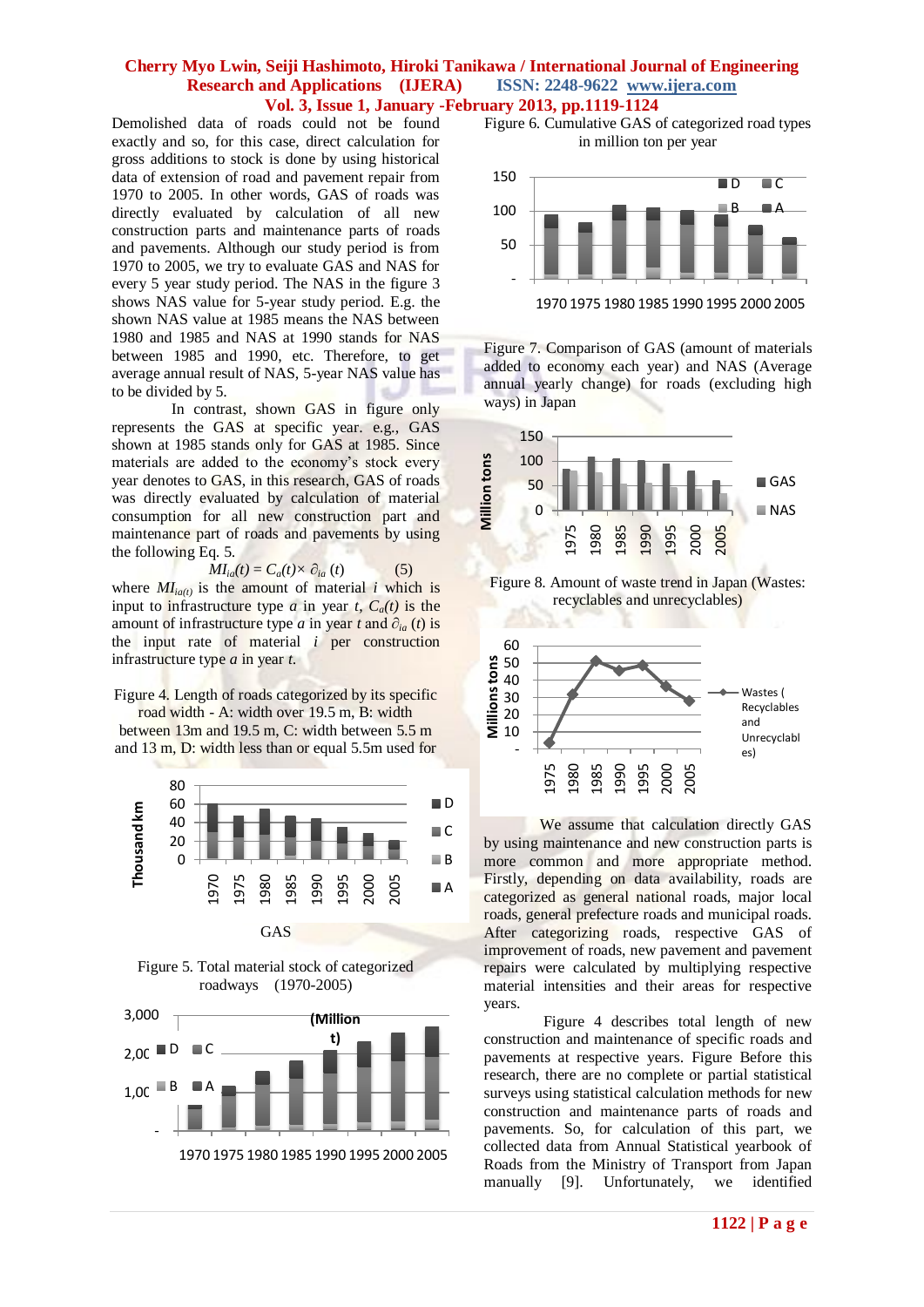Demolished data of roads could not be found exactly and so, for this case, direct calculation for gross additions to stock is done by using historical data of extension of road and pavement repair from 1970 to 2005. In other words, GAS of roads was directly evaluated by calculation of all new construction parts and maintenance parts of roads and pavements. Although our study period is from 1970 to 2005, we try to evaluate GAS and NAS for every 5 year study period. The NAS in the figure 3 shows NAS value for 5-year study period. E.g. the shown NAS value at 1985 means the NAS between 1980 and 1985 and NAS at 1990 stands for NAS between 1985 and 1990, etc. Therefore, to get average annual result of NAS, 5-year NAS value has to be divided by 5.

In contrast, shown GAS in figure only represents the GAS at specific year. e.g., GAS shown at 1985 stands only for GAS at 1985. Since materials are added to the economy's stock every year denotes to GAS, in this research, GAS of roads was directly evaluated by calculation of material consumption for all new construction part and maintenance part of roads and pavements by using the following Eq. 5.

$$MI_{ia}(t) = C_a(t) \times \partial_{ia}(t) \qquad (5)$$

where $MI_{ia(t)}$ is the amount of material $i$ which is input to infrastructure type $a$ in year $t$, $C_a(t)$ is the amount of infrastructure type $a$ in year $t$ and $\partial_{ia}(t)$ is the input rate of material $i$ per construction infrastructure type $a$ in year $t$.

Figure 4. Length of roads categorized by its specific road width - A: width over 19.5 m, B: width between 13m and 19.5 m, C: width between 5.5 m and 13 m, D: width less than or equal 5.5m used for GAS

Figure 5. Total material stock of categorized roadways (1970-2005)

Figure 6. Cumulative GAS of categorized road types in million ton per year

Figure 7. Comparison of GAS (amount of materials added to economy each year) and NAS (Average annual yearly change) for roads (excluding high ways) in Japan

Figure 8. Amount of waste trend in Japan (Wastes: recyclables and unrecyclables)

We assume that calculation directly GAS by using maintenance and new construction parts is more common and more appropriate method. Firstly, depending on data availability, roads are categorized as general national roads, major local roads, general prefecture roads and municipal roads. After categorizing roads, respective GAS of improvement of roads, new pavement and pavement repairs were calculated by multiplying respective material intensities and their areas for respective years.

Figure 4 describes total length of new construction and maintenance of specific roads and pavements at respective years. Figure Before this research, there are no complete or partial statistical surveys using statistical calculation methods for new construction and maintenance parts of roads and pavements. So, for calculation of this part, we collected data from Annual Statistical yearbook of Roads from the Ministry of Transport from Japan manually [9]. Unfortunately, we identified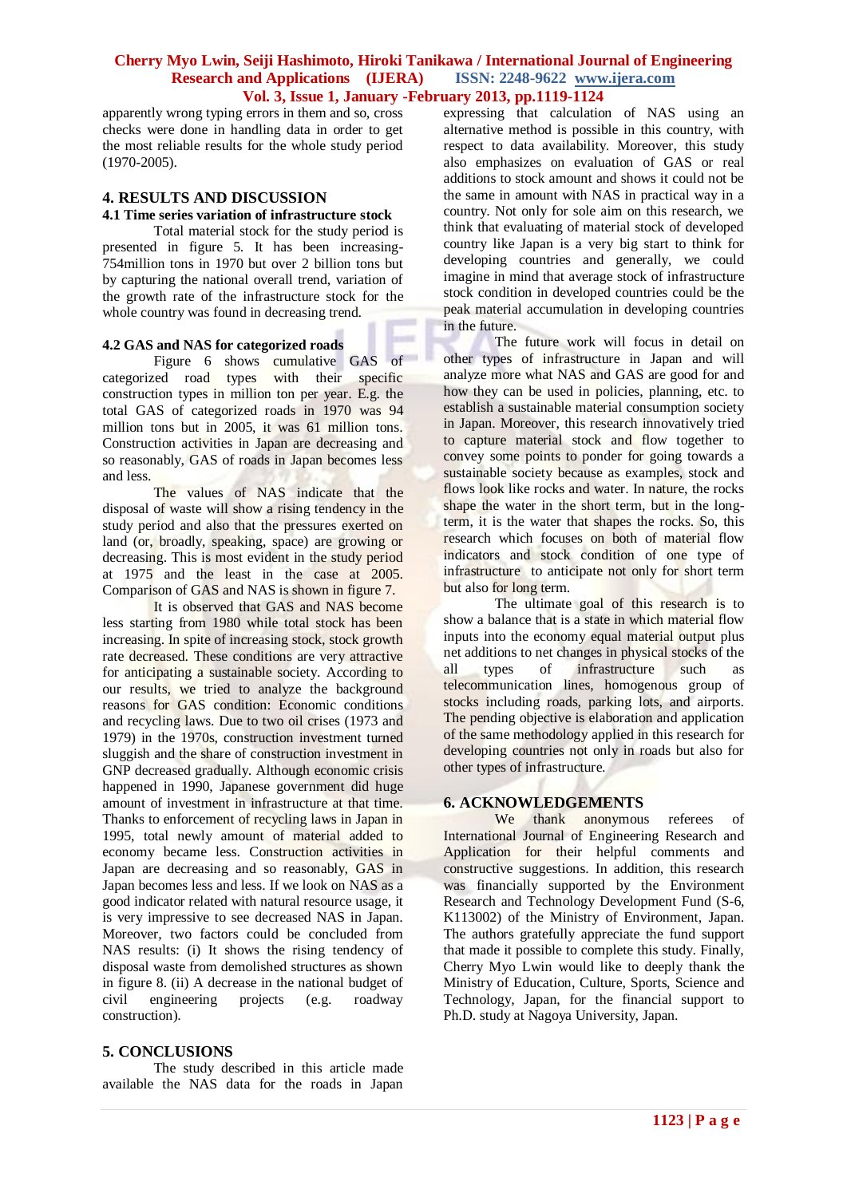apparently wrong typing errors in them and so, cross checks were done in handling data in order to get the most reliable results for the whole study period (1970-2005).

## 4. RESULTS AND DISCUSSION

### 4.1 Time series variation of infrastructure stock

Total material stock for the study period is presented in figure 5. It has been increasing-754million tons in 1970 but over 2 billion tons but by capturing the national overall trend, variation of the growth rate of the infrastructure stock for the whole country was found in decreasing trend.

### 4.2 GAS and NAS for categorized roads

Figure 6 shows cumulative GAS of categorized road types with their specific construction types in million ton per year. E.g. the total GAS of categorized roads in 1970 was 94 million tons but in 2005, it was 61 million tons. Construction activities in Japan are decreasing and so reasonably, GAS of roads in Japan becomes less and less.

The values of NAS indicate that the disposal of waste will show a rising tendency in the study period and also that the pressures exerted on land (or, broadly, speaking, space) are growing or decreasing. This is most evident in the study period at 1975 and the least in the case at 2005. Comparison of GAS and NAS is shown in figure 7.

It is observed that GAS and NAS become less starting from 1980 while total stock has been increasing. In spite of increasing stock, stock growth rate decreased. These conditions are very attractive for anticipating a sustainable society. According to our results, we tried to analyze the background reasons for GAS condition: Economic conditions and recycling laws. Due to two oil crises (1973 and 1979) in the 1970s, construction investment turned sluggish and the share of construction investment in GNP decreased gradually. Although economic crisis happened in 1990, Japanese government did huge amount of investment in infrastructure at that time. Thanks to enforcement of recycling laws in Japan in 1995, total newly amount of material added to economy became less. Construction activities in Japan are decreasing and so reasonably, GAS in Japan becomes less and less. If we look on NAS as a good indicator related with natural resource usage, it is very impressive to see decreased NAS in Japan. Moreover, two factors could be concluded from NAS results: (i) It shows the rising tendency of disposal waste from demolished structures as shown in figure 8. (ii) A decrease in the national budget of civil engineering projects (e.g. roadway construction).

## 5. CONCLUSIONS

The study described in this article made available the NAS data for the roads in Japan expressing that calculation of NAS using an alternative method is possible in this country, with respect to data availability. Moreover, this study also emphasizes on evaluation of GAS or real additions to stock amount and shows it could not be the same in amount with NAS in practical way in a country. Not only for sole aim on this research, we think that evaluating of material stock of developed country like Japan is a very big start to think for developing countries and generally, we could imagine in mind that average stock of infrastructure stock condition in developed countries could be the peak material accumulation in developing countries in the future.

The future work will focus in detail on other types of infrastructure in Japan and will analyze more what NAS and GAS are good for and how they can be used in policies, planning, etc. to establish a sustainable material consumption society in Japan. Moreover, this research innovatively tried to capture material stock and flow together to convey some points to ponder for going towards a sustainable society because as examples, stock and flows look like rocks and water. In nature, the rocks shape the water in the short term, but in the long-term, it is the water that shapes the rocks. So, this research which focuses on both of material flow indicators and stock condition of one type of infrastructure to anticipate not only for short term but also for long term.

The ultimate goal of this research is to show a balance that is a state in which material flow inputs into the economy equal material output plus net additions to net changes in physical stocks of the all types of infrastructure such as telecommunication lines, homogenous group of stocks including roads, parking lots, and airports. The pending objective is elaboration and application of the same methodology applied in this research for developing countries not only in roads but also for other types of infrastructure.

## 6. ACKNOWLEDGEMENTS

We thank anonymous referees of International Journal of Engineering Research and Application for their helpful comments and constructive suggestions. In addition, this research was financially supported by the Environment Research and Technology Development Fund (S-6, K113002) of the Ministry of Environment, Japan. The authors gratefully appreciate the fund support that made it possible to complete this study. Finally, Cherry Myo Lwin would like to deeply thank the Ministry of Education, Culture, Sports, Science and Technology, Japan, for the financial support to Ph.D. study at Nagoya University, Japan.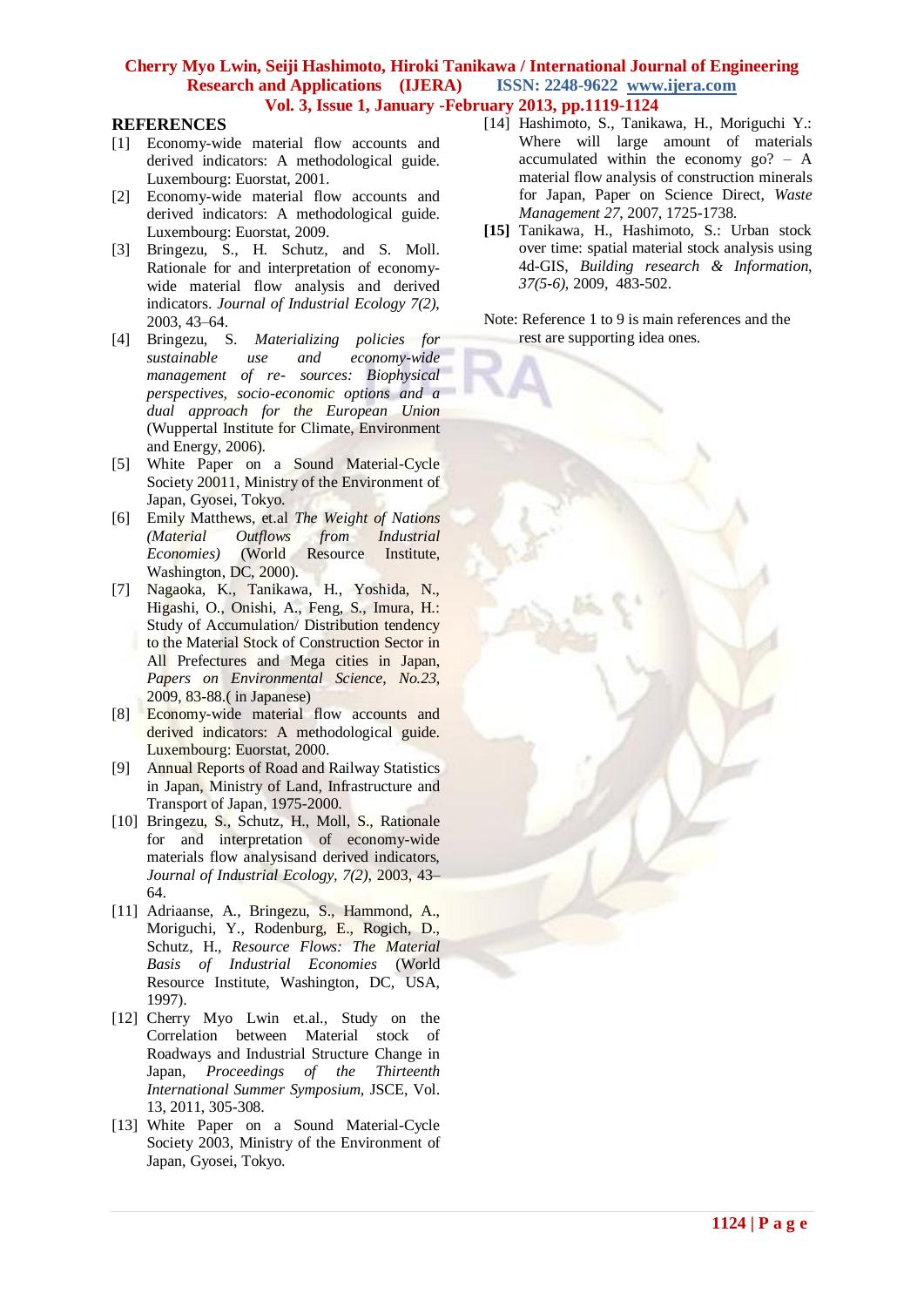## REFERENCES

[1] Economy-wide material flow accounts and derived indicators: A methodological guide. Luxembourg: Euorstat, 2001.

[2] Economy-wide material flow accounts and derived indicators: A methodological guide. Luxembourg: Euorstat, 2009.

[3] Bringezu, S., H. Schutz, and S. Moll. Rationale for and interpretation of economy-wide material flow analysis and derived indicators. *Journal of Industrial Ecology 7(2)*, 2003, 43–64.

[4] Bringezu, S. *Materializing policies for sustainable use and economy-wide management of re- sources: Biophysical perspectives, socio-economic options and a dual approach for the European Union* (Wuppertal Institute for Climate, Environment and Energy, 2006).

[5] White Paper on a Sound Material-Cycle Society 20011, Ministry of the Environment of Japan, Gyosei, Tokyo.

[6] Emily Matthews, et.al *The Weight of Nations (Material Outflows from Industrial Economies)* (World Resource Institute, Washington, DC, 2000).

[7] Nagaoka, K., Tanikawa, H., Yoshida, N., Higashi, O., Onishi, A., Feng, S., Imura, H.: Study of Accumulation/ Distribution tendency to the Material Stock of Construction Sector in All Prefectures and Mega cities in Japan, *Papers on Environmental Science*, *No.23*, 2009, 83-88.( in Japanese)

[8] Economy-wide material flow accounts and derived indicators: A methodological guide. Luxembourg: Euorstat, 2000.

[9] Annual Reports of Road and Railway Statistics in Japan, Ministry of Land, Infrastructure and Transport of Japan, 1975-2000.

[10] Bringezu, S., Schutz, H., Moll, S., Rationale for and interpretation of economy-wide materials flow analysisand derived indicators, *Journal of Industrial Ecology, 7(2)*, 2003, 43–64.

[11] Adriaanse, A., Bringezu, S., Hammond, A., Moriguchi, Y., Rodenburg, E., Rogich, D., Schutz, H., *Resource Flows: The Material Basis of Industrial Economies* (World Resource Institute, Washington, DC, USA, 1997).

[12] Cherry Myo Lwin et.al., Study on the Correlation between Material stock of Roadways and Industrial Structure Change in Japan, *Proceedings of the Thirteenth International Summer Symposium*, JSCE, Vol. 13, 2011, 305-308.

[13] White Paper on a Sound Material-Cycle Society 2003, Ministry of the Environment of Japan, Gyosei, Tokyo.

[14] Hashimoto, S., Tanikawa, H., Moriguchi Y.: Where will large amount of materials accumulated within the economy go? – A material flow analysis of construction minerals for Japan, Paper on Science Direct, *Waste Management 27*, 2007, 1725-1738.

**[15]** Tanikawa, H., Hashimoto, S.: Urban stock over time: spatial material stock analysis using 4d-GIS, *Building research & Information*, *37(5-6)*, 2009, 483-502.

Note: Reference 1 to 9 is main references and the rest are supporting idea ones.